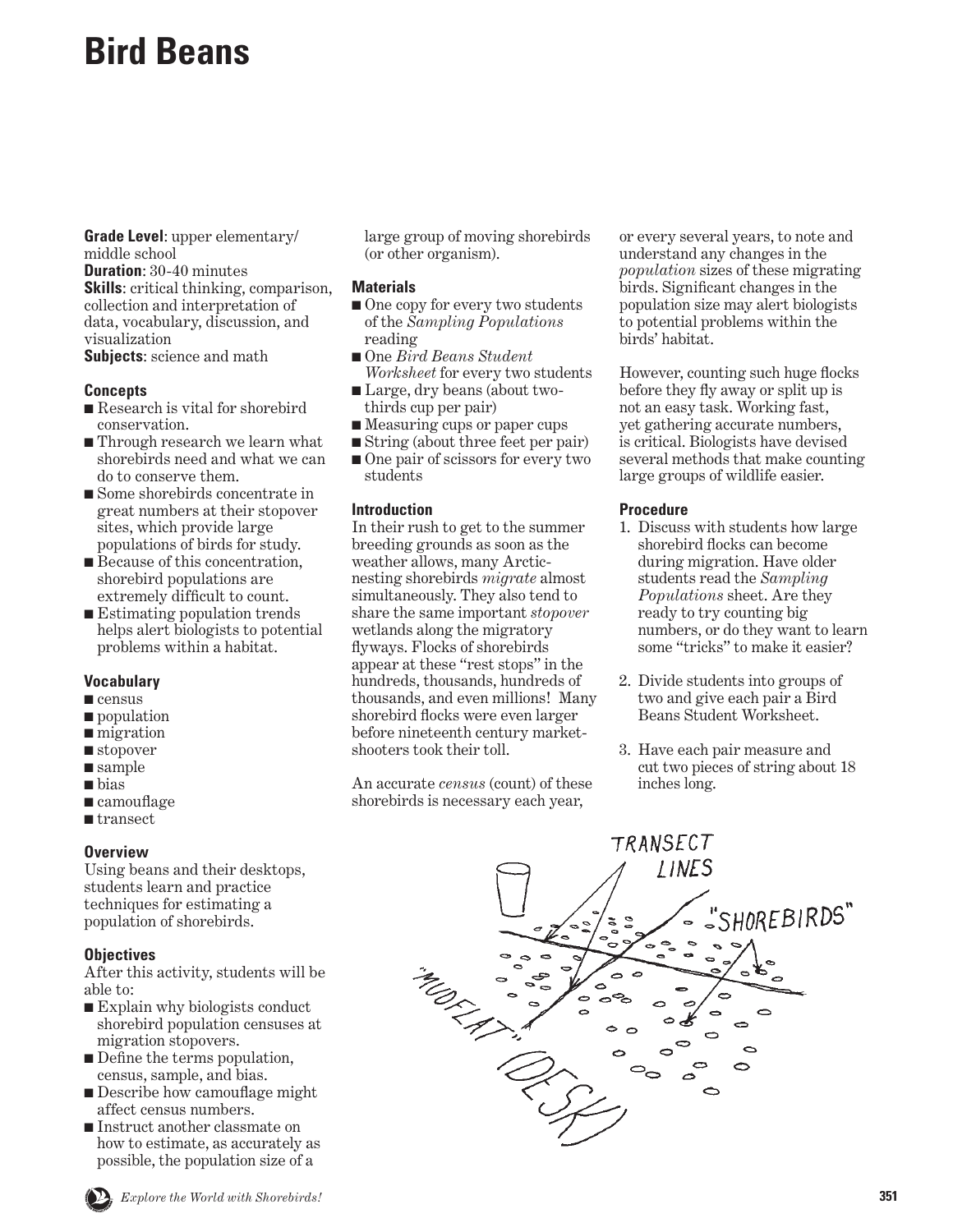# Bird Beans

**Grade Level**: upper elementary/ middle school
**Duration**: 30-40 minutes
**Skills**: critical thinking, comparison, collection and interpretation of data, vocabulary, discussion, and visualization
**Subjects**: science and math

### Concepts

- Research is vital for shorebird conservation.
- Through research we learn what shorebirds need and what we can do to conserve them.
- Some shorebirds concentrate in great numbers at their stopover sites, which provide large populations of birds for study.
- Because of this concentration, shorebird populations are extremely difficult to count.
- Estimating population trends helps alert biologists to potential problems within a habitat.

### Vocabulary

- census
- population
- migration
- stopover
- sample
- bias
- camouflage
- transect

### Overview

Using beans and their desktops, students learn and practice techniques for estimating a population of shorebirds.

### Objectives

After this activity, students will be able to:

- Explain why biologists conduct shorebird population censuses at migration stopovers.
- Define the terms population, census, sample, and bias.
- Describe how camouflage might affect census numbers.
- Instruct another classmate on how to estimate, as accurately as possible, the population size of a large group of moving shorebirds (or other organism).

### Materials

- One copy for every two students of the *Sampling Populations* reading
- One *Bird Beans Student Worksheet* for every two students
- Large, dry beans (about two-thirds cup per pair)
- Measuring cups or paper cups
- String (about three feet per pair)
- One pair of scissors for every two students

### Introduction

In their rush to get to the summer breeding grounds as soon as the weather allows, many Arctic-nesting shorebirds *migrate* almost simultaneously. They also tend to share the same important *stopover* wetlands along the migratory flyways. Flocks of shorebirds appear at these "rest stops" in the hundreds, thousands, hundreds of thousands, and even millions! Many shorebird flocks were even larger before nineteenth century market-shooters took their toll.

An accurate *census* (count) of these shorebirds is necessary each year, or every several years, to note and understand any changes in the *population* sizes of these migrating birds. Significant changes in the population size may alert biologists to potential problems within the birds' habitat.

However, counting such huge flocks before they fly away or split up is not an easy task. Working fast, yet gathering accurate numbers, is critical. Biologists have devised several methods that make counting large groups of wildlife easier.

### Procedure

1. Discuss with students how large shorebird flocks can become during migration. Have older students read the *Sampling Populations* sheet. Are they ready to try counting big numbers, or do they want to learn some "tricks" to make it easier?

2. Divide students into groups of two and give each pair a Bird Beans Student Worksheet.

3. Have each pair measure and cut two pieces of string about 18 inches long.

TRANSECT LINES

"SHOREBIRDS"

"MUDFLAT" (DESK)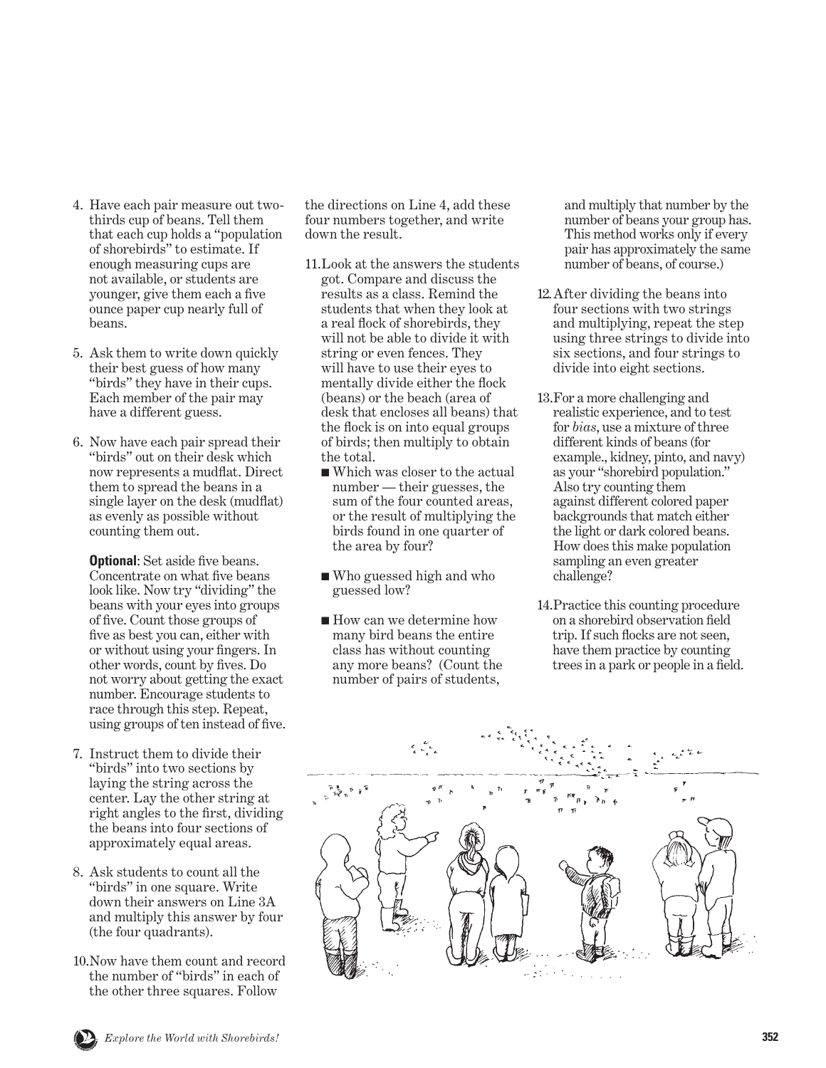4. Have each pair measure out two-thirds cup of beans. Tell them that each cup holds a "population of shorebirds" to estimate. If enough measuring cups are not available, or students are younger, give them each a five ounce paper cup nearly full of beans.

5. Ask them to write down quickly their best guess of how many "birds" they have in their cups. Each member of the pair may have a different guess.

6. Now have each pair spread their "birds" out on their desk which now represents a mudflat. Direct them to spread the beans in a single layer on the desk (mudflat) as evenly as possible without counting them out.

   **Optional**: Set aside five beans. Concentrate on what five beans look like. Now try "dividing" the beans with your eyes into groups of five. Count those groups of five as best you can, either with or without using your fingers. In other words, count by fives. Do not worry about getting the exact number. Encourage students to race through this step. Repeat, using groups of ten instead of five.

7. Instruct them to divide their "birds" into two sections by laying the string across the center. Lay the other string at right angles to the first, dividing the beans into four sections of approximately equal areas.

8. Ask students to count all the "birds" in one square. Write down their answers on Line 3A and multiply this answer by four (the four quadrants).

10. Now have them count and record the number of "birds" in each of the other three squares. Follow the directions on Line 4, add these four numbers together, and write down the result.

11. Look at the answers the students got. Compare and discuss the results as a class. Remind the students that when they look at a real flock of shorebirds, they will not be able to divide it with string or even fences. They will have to use their eyes to mentally divide either the flock (beans) or the beach (area of desk that encloses all beans) that the flock is on into equal groups of birds; then multiply to obtain the total.
    - Which was closer to the actual number — their guesses, the sum of the four counted areas, or the result of multiplying the birds found in one quarter of the area by four?
    - Who guessed high and who guessed low?
    - How can we determine how many bird beans the entire class has without counting any more beans? (Count the number of pairs of students, and multiply that number by the number of beans your group has. This method works only if every pair has approximately the same number of beans, of course.)

12. After dividing the beans into four sections with two strings and multiplying, repeat the step using three strings to divide into six sections, and four strings to divide into eight sections.

13. For a more challenging and realistic experience, and to test for *bias*, use a mixture of three different kinds of beans (for example., kidney, pinto, and navy) as your "shorebird population." Also try counting them against different colored paper backgrounds that match either the light or dark colored beans. How does this make population sampling an even greater challenge?

14. Practice this counting procedure on a shorebird observation field trip. If such flocks are not seen, have them practice by counting trees in a park or people in a field.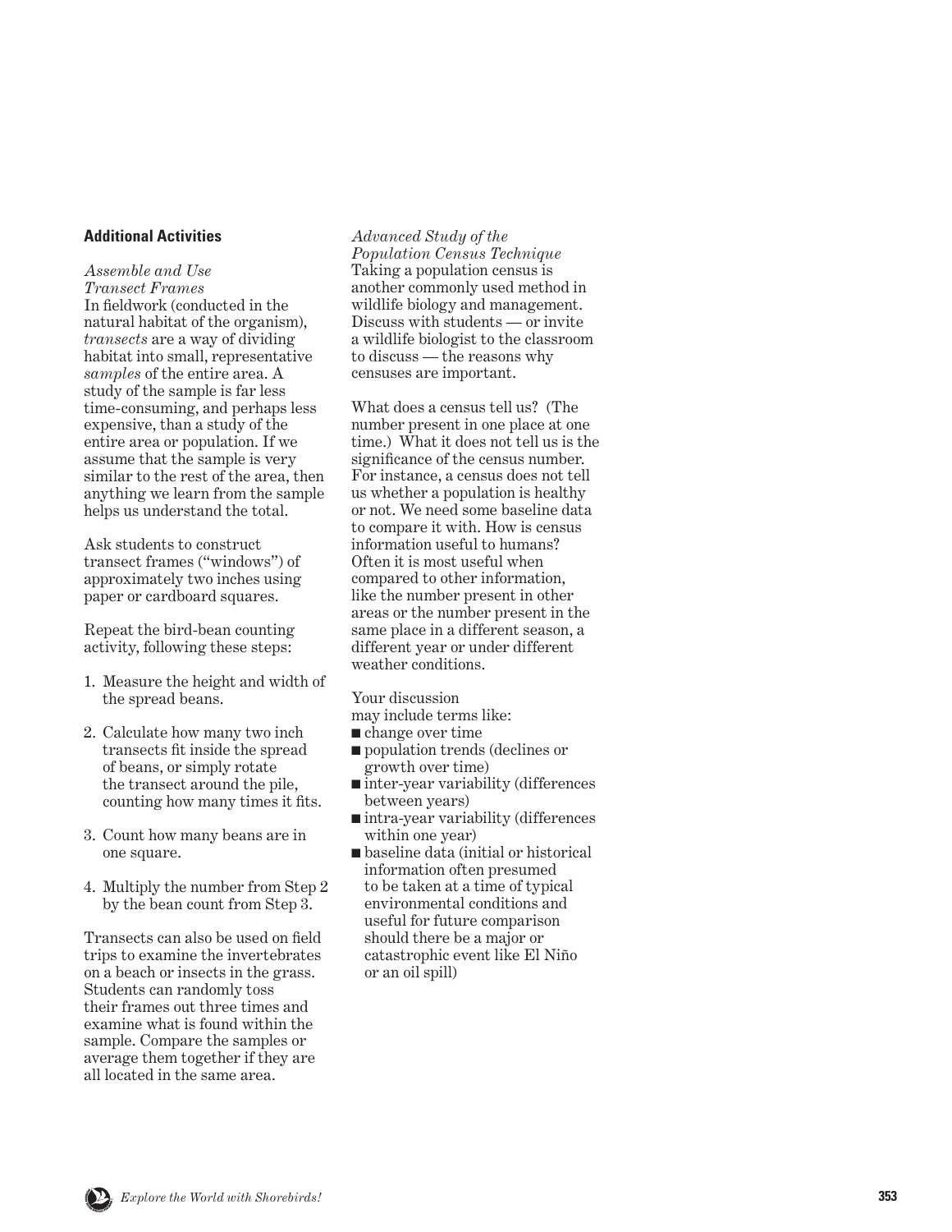## Additional Activities

*Assemble and Use Transect Frames*

In fieldwork (conducted in the natural habitat of the organism), *transects* are a way of dividing habitat into small, representative *samples* of the entire area. A study of the sample is far less time-consuming, and perhaps less expensive, than a study of the entire area or population. If we assume that the sample is very similar to the rest of the area, then anything we learn from the sample helps us understand the total.

Ask students to construct transect frames ("windows") of approximately two inches using paper or cardboard squares.

Repeat the bird-bean counting activity, following these steps:

1. Measure the height and width of the spread beans.
2. Calculate how many two inch transects fit inside the spread of beans, or simply rotate the transect around the pile, counting how many times it fits.
3. Count how many beans are in one square.
4. Multiply the number from Step 2 by the bean count from Step 3.

Transects can also be used on field trips to examine the invertebrates on a beach or insects in the grass. Students can randomly toss their frames out three times and examine what is found within the sample. Compare the samples or average them together if they are all located in the same area.

*Advanced Study of the Population Census Technique*

Taking a population census is another commonly used method in wildlife biology and management. Discuss with students — or invite a wildlife biologist to the classroom to discuss — the reasons why censuses are important.

What does a census tell us? (The number present in one place at one time.) What it does not tell us is the significance of the census number. For instance, a census does not tell us whether a population is healthy or not. We need some baseline data to compare it with. How is census information useful to humans? Often it is most useful when compared to other information, like the number present in other areas or the number present in the same place in a different season, a different year or under different weather conditions.

Your discussion may include terms like:

- change over time
- population trends (declines or growth over time)
- inter-year variability (differences between years)
- intra-year variability (differences within one year)
- baseline data (initial or historical information often presumed to be taken at a time of typical environmental conditions and useful for future comparison should there be a major or catastrophic event like El Niño or an oil spill)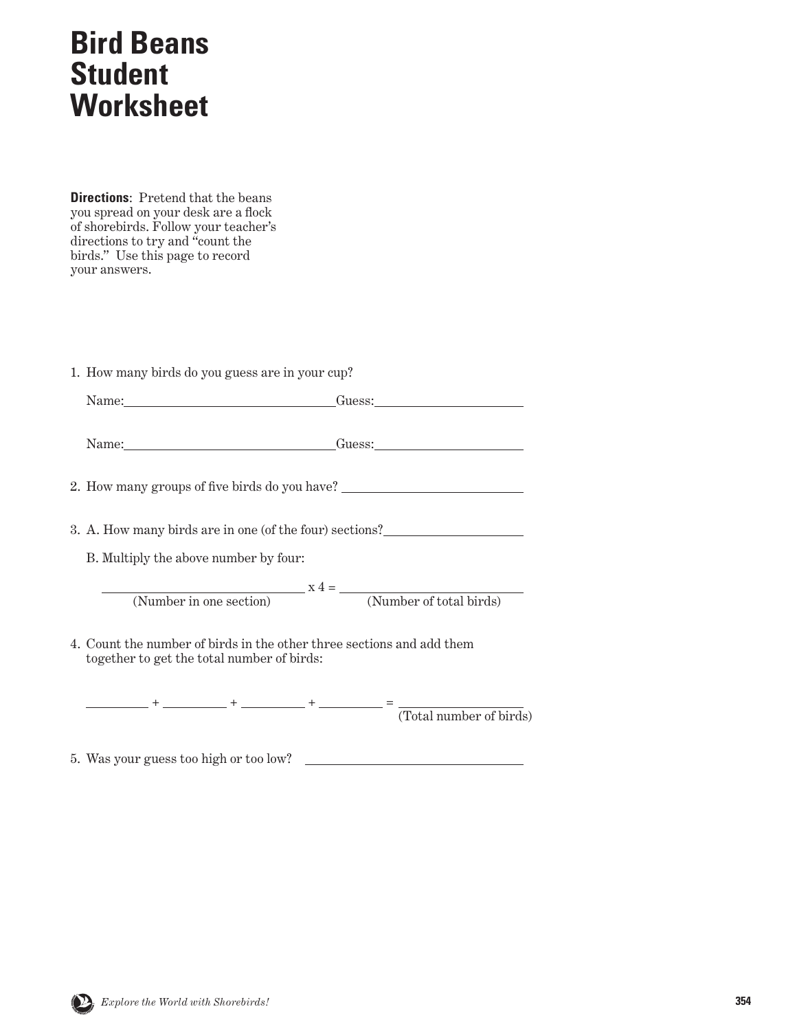# Bird Beans Student Worksheet

**Directions**: Pretend that the beans you spread on your desk are a flock of shorebirds. Follow your teacher's directions to try and "count the birds." Use this page to record your answers.

1. How many birds do you guess are in your cup?

   Name:______________________________ Guess:____________________

   Name:______________________________ Guess:____________________

2. How many groups of five birds do you have? ________________________

3. A. How many birds are in one (of the four) sections?____________________

   B. Multiply the above number by four:

   ____________________________ x 4 = ________________________
   (Number in one section) (Number of total birds)

4. Count the number of birds in the other three sections and add them together to get the total number of birds:

   ________ + ________ + ________ + ________ = __________________
   (Total number of birds)

5. Was your guess too high or too low? ______________________________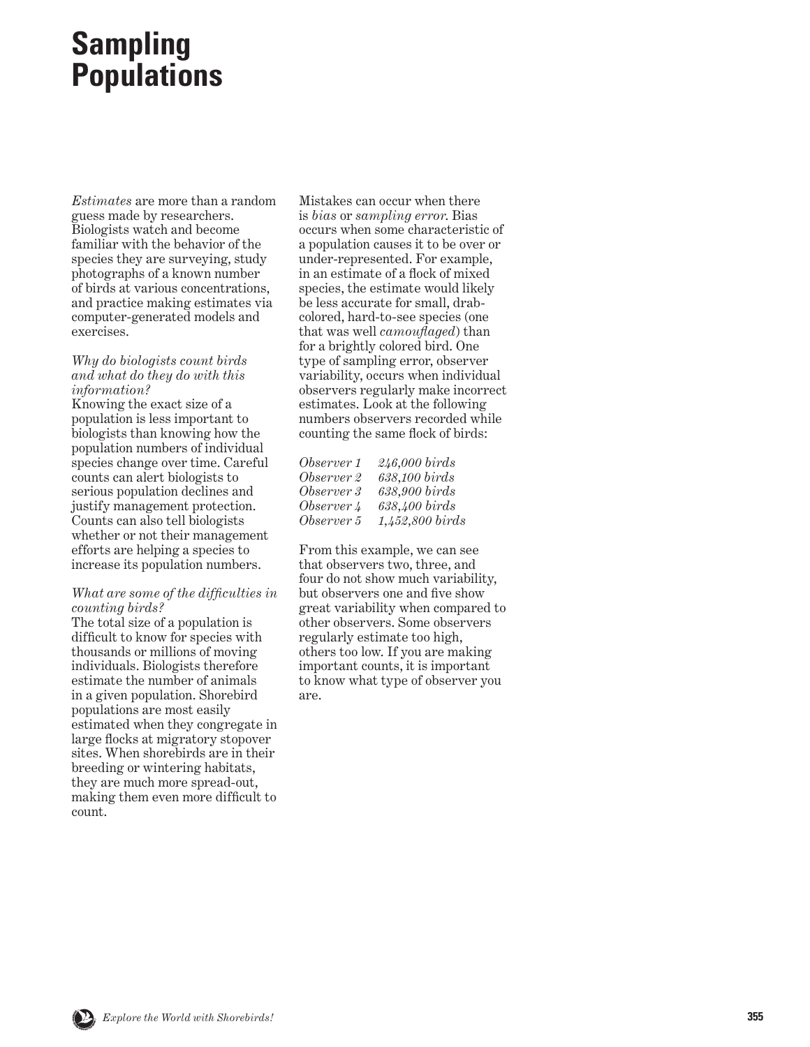# Sampling Populations

*Estimates* are more than a random guess made by researchers. Biologists watch and become familiar with the behavior of the species they are surveying, study photographs of a known number of birds at various concentrations, and practice making estimates via computer-generated models and exercises.

*Why do biologists count birds and what do they do with this information?*

Knowing the exact size of a population is less important to biologists than knowing how the population numbers of individual species change over time. Careful counts can alert biologists to serious population declines and justify management protection. Counts can also tell biologists whether or not their management efforts are helping a species to increase its population numbers.

*What are some of the difficulties in counting birds?*

The total size of a population is difficult to know for species with thousands or millions of moving individuals. Biologists therefore estimate the number of animals in a given population. Shorebird populations are most easily estimated when they congregate in large flocks at migratory stopover sites. When shorebirds are in their breeding or wintering habitats, they are much more spread-out, making them even more difficult to count.

Mistakes can occur when there is *bias* or *sampling error*. Bias occurs when some characteristic of a population causes it to be over or under-represented. For example, in an estimate of a flock of mixed species, the estimate would likely be less accurate for small, drab-colored, hard-to-see species (one that was well *camouflaged*) than for a brightly colored bird. One type of sampling error, observer variability, occurs when individual observers regularly make incorrect estimates. Look at the following numbers observers recorded while counting the same flock of birds:

| | |
|---|---|
| *Observer 1* | *246,000 birds* |
| *Observer 2* | *638,100 birds* |
| *Observer 3* | *638,900 birds* |
| *Observer 4* | *638,400 birds* |
| *Observer 5* | *1,452,800 birds* |

From this example, we can see that observers two, three, and four do not show much variability, but observers one and five show great variability when compared to other observers. Some observers regularly estimate too high, others too low. If you are making important counts, it is important to know what type of observer you are.